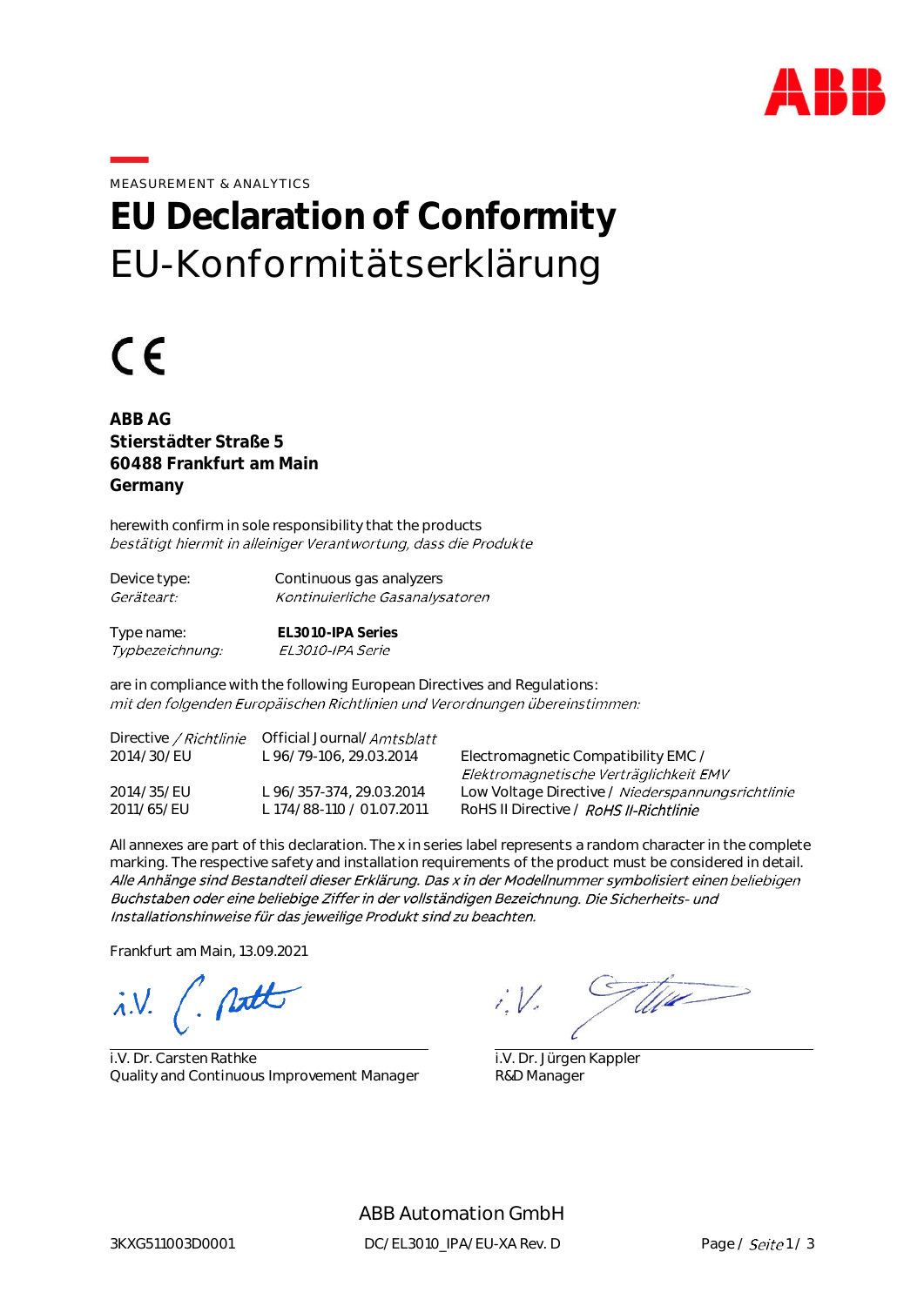MEASUREMENT & ANALYTICS

# EU Declaration of Conformity

## EU-Konformitätserklärung

CE

**ABB AG**
**Stierstädter Straße 5**
**60488 Frankfurt am Main**
**Germany**

herewith confirm in sole responsibility that the products
*bestätigt hiermit in alleiniger Verantwortung, dass die Produkte*

| | |
|---|---|
| Device type:<br>*Geräteart:* | Continuous gas analyzers<br>*Kontinuierliche Gasanalysatoren* |
| Type name:<br>*Typbezeichnung:* | **EL3010-IPA Series**<br>*EL3010-IPA Serie* |

are in compliance with the following European Directives and Regulations:
*mit den folgenden Europäischen Richtlinien und Verordnungen übereinstimmen:*

| Directive / *Richtlinie* | Official Journal/ *Amtsblatt* | |
|---|---|---|
| 2014/30/EU | L 96/79-106, 29.03.2014 | Electromagnetic Compatibility EMC / *Elektromagnetische Verträglichkeit EMV* |
| 2014/35/EU | L 96/357-374, 29.03.2014 | Low Voltage Directive / *Niederspannungsrichtlinie* |
| 2011/65/EU | L 174/88-110 / 01.07.2011 | RoHS II Directive / *RoHS II-Richtlinie* |

All annexes are part of this declaration. The x in series label represents a random character in the complete marking. The respective safety and installation requirements of the product must be considered in detail.
*Alle Anhänge sind Bestandteil dieser Erklärung. Das x in der Modellnummer symbolisiert einen beliebigen Buchstaben oder eine beliebige Ziffer in der vollständigen Bezeichnung. Die Sicherheits- und Installationshinweise für das jeweilige Produkt sind zu beachten.*

Frankfurt am Main, 13.09.2021

| | |
|---|---|
| i.V. Dr. Carsten Rathke<br>Quality and Continuous Improvement Manager | i.V. Dr. Jürgen Kappler<br>R&D Manager |

ABB Automation GmbH

3KXG511003D0001 DC/EL3010_IPA/EU-XA Rev. D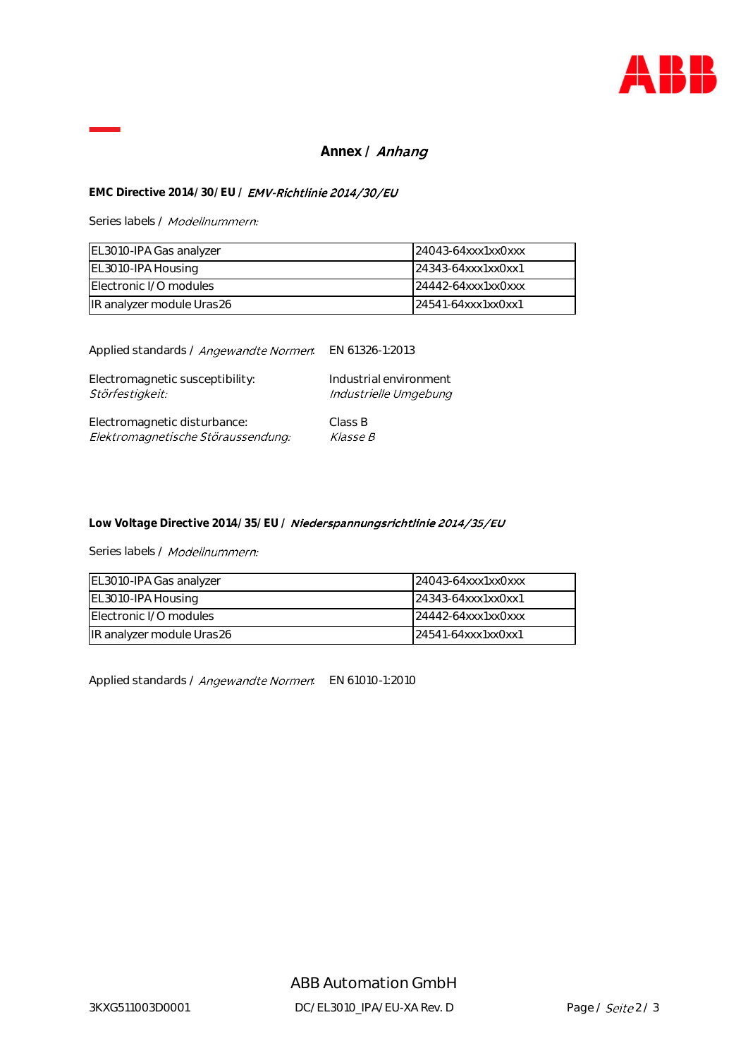## Annex / *Anhang*

**EMC Directive 2014/30/EU** / ***EMV-Richtlinie 2014/30/EU***

Series labels / *Modellnummern:*

| | |
|---|---|
| EL3010-IPA Gas analyzer | 24043-64xxx1xx0xxx |
| EL3010-IPA Housing | 24343-64xxx1xx0xx1 |
| Electronic I/O modules | 24442-64xxx1xx0xxx |
| IR analyzer module Uras26 | 24541-64xxx1xx0xx1 |

Applied standards / *Angewandte Normen:* EN 61326-1:2013

Electromagnetic susceptibility: Industrial environment
*Störfestigkeit:* *Industrielle Umgebung*

Electromagnetic disturbance: Class B
*Elektromagnetische Störaussendung:* *Klasse B*

**Low Voltage Directive 2014/35/EU** / ***Niederspannungsrichtlinie 2014/35/EU***

Series labels / *Modellnummern:*

| | |
|---|---|
| EL3010-IPA Gas analyzer | 24043-64xxx1xx0xxx |
| EL3010-IPA Housing | 24343-64xxx1xx0xx1 |
| Electronic I/O modules | 24442-64xxx1xx0xxx |
| IR analyzer module Uras26 | 24541-64xxx1xx0xx1 |

Applied standards / *Angewandte Normen:* EN 61010-1:2010

ABB Automation GmbH

3KXG511003D0001 DC/EL3010_IPA/EU-XA Rev. D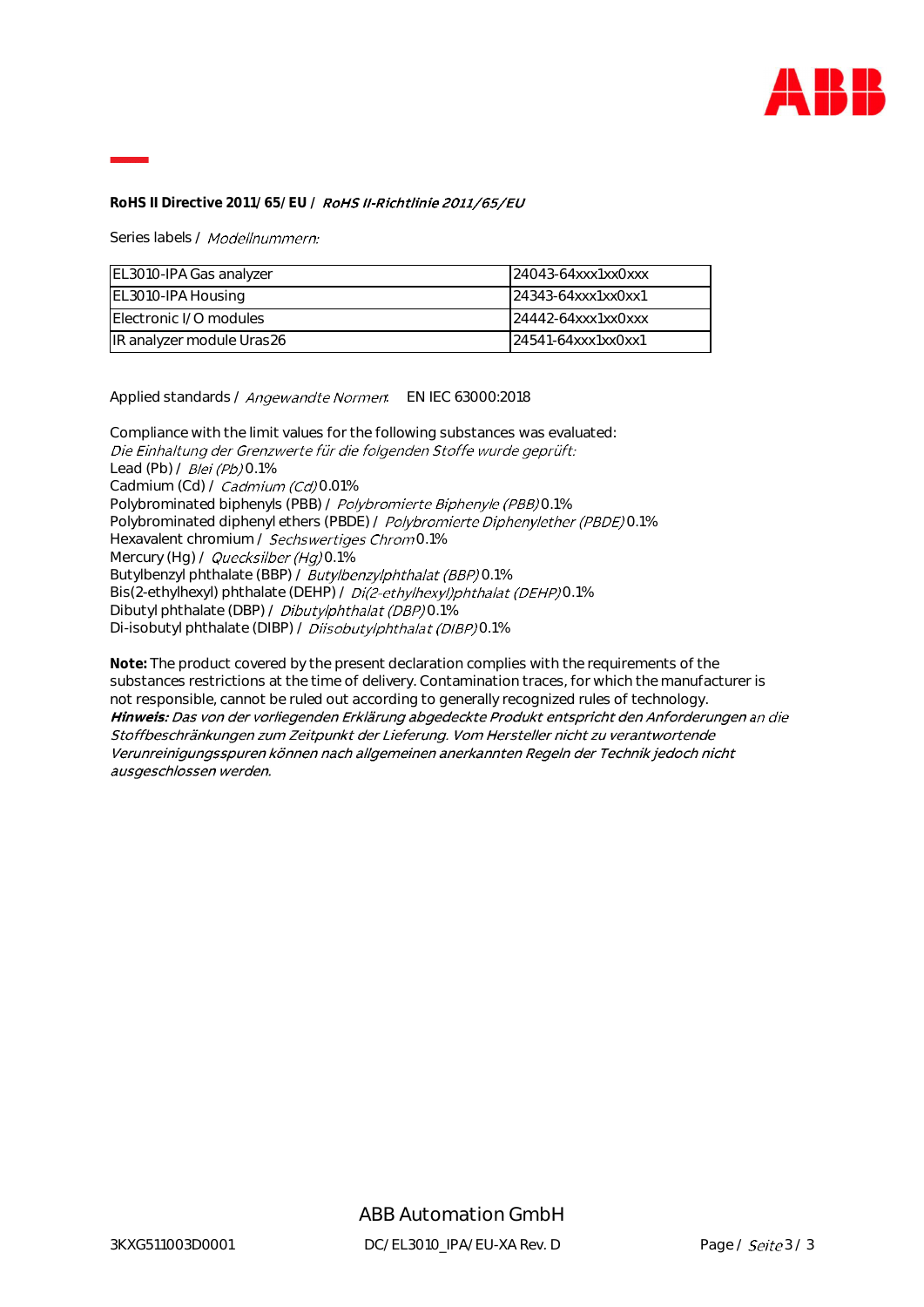**RoHS II Directive 2011/65/EU /** ***RoHS II-Richtlinie 2011/65/EU***

Series labels / *Modellnummern:*

| | |
|---|---|
| EL3010-IPA Gas analyzer | 24043-64xxx1xx0xxx |
| EL3010-IPA Housing | 24343-64xxx1xx0xx1 |
| Electronic I/O modules | 24442-64xxx1xx0xxx |
| IR analyzer module Uras26 | 24541-64xxx1xx0xx1 |

Applied standards / *Angewandte Normen:* EN IEC 63000:2018

Compliance with the limit values for the following substances was evaluated:
*Die Einhaltung der Grenzwerte für die folgenden Stoffe wurde geprüft:*
Lead (Pb) / *Blei (Pb)* 0.1%
Cadmium (Cd) / *Cadmium (Cd)* 0.01%
Polybrominated biphenyls (PBB) / *Polybromierte Biphenyle (PBB)* 0.1%
Polybrominated diphenyl ethers (PBDE) / *Polybromierte Diphenylether (PBDE)* 0.1%
Hexavalent chromium / *Sechswertiges Chrom* 0.1%
Mercury (Hg) / *Quecksilber (Hg)* 0.1%
Butylbenzyl phthalate (BBP) / *Butylbenzylphthalat (BBP)* 0.1%
Bis(2-ethylhexyl) phthalate (DEHP) / *Di(2-ethylhexyl)phthalat (DEHP)* 0.1%
Dibutyl phthalate (DBP) / *Dibutylphthalat (DBP)* 0.1%
Di-isobutyl phthalate (DIBP) / *Diisobutylphthalat (DIBP)* 0.1%

**Note:** The product covered by the present declaration complies with the requirements of the substances restrictions at the time of delivery. Contamination traces, for which the manufacturer is not responsible, cannot be ruled out according to generally recognized rules of technology.
***Hinweis:*** *Das von der vorliegenden Erklärung abgedeckte Produkt entspricht den Anforderungen an die Stoffbeschränkungen zum Zeitpunkt der Lieferung. Vom Hersteller nicht zu verantwortende Verunreinigungsspuren können nach allgemeinen anerkannten Regeln der Technik jedoch nicht ausgeschlossen werden.*

ABB Automation GmbH

3KXG511003D0001 DC/EL3010_IPA/EU-XA Rev. D